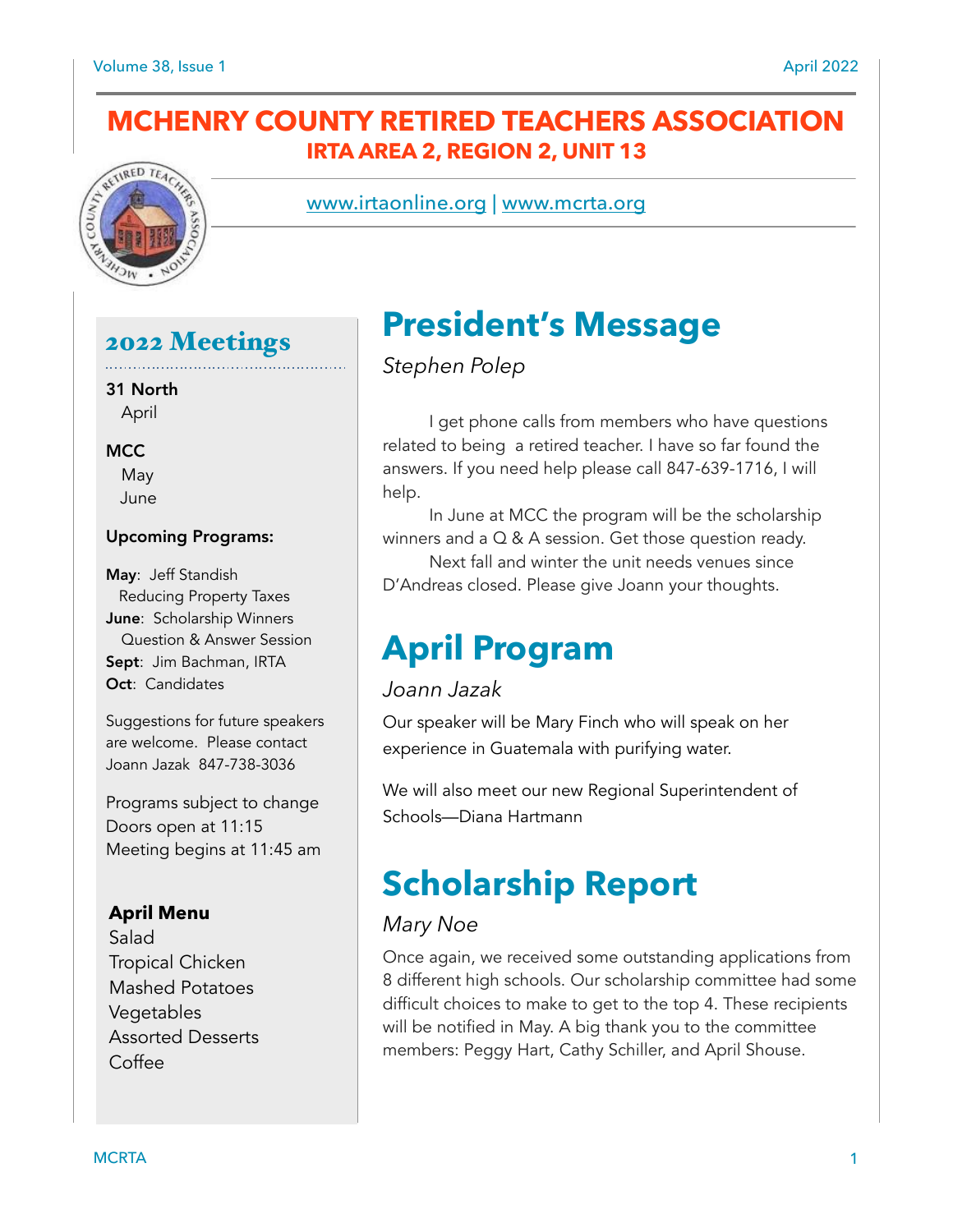# MCHENRY COUNTY RETIRED TEACHERS ASSOCIATION

### IRTA AREA 2, REGION 2, UNIT 13

www.irtaonline.org | www.mcrta.org

## 2022 Meetings

**31 North**
April

**MCC**
May
June

**Upcoming Programs:**

**May**: Jeff Standish
Reducing Property Taxes
**June**: Scholarship Winners
Question & Answer Session
**Sept**: Jim Bachman, IRTA
**Oct**: Candidates

Suggestions for future speakers are welcome. Please contact Joann Jazak 847-738-3036

Programs subject to change
Doors open at 11:15
Meeting begins at 11:45 am

**April Menu**
Salad
Tropical Chicken
Mashed Potatoes
Vegetables
Assorted Desserts
Coffee

# President's Message

*Stephen Polep*

I get phone calls from members who have questions related to being a retired teacher. I have so far found the answers. If you need help please call 847-639-1716, I will help.

In June at MCC the program will be the scholarship winners and a Q & A session. Get those question ready.

Next fall and winter the unit needs venues since D'Andreas closed. Please give Joann your thoughts.

# April Program

*Joann Jazak*

Our speaker will be Mary Finch who will speak on her experience in Guatemala with purifying water.

We will also meet our new Regional Superintendent of Schools—Diana Hartmann

# Scholarship Report

*Mary Noe*

Once again, we received some outstanding applications from 8 different high schools. Our scholarship committee had some difficult choices to make to get to the top 4. These recipients will be notified in May. A big thank you to the committee members: Peggy Hart, Cathy Schiller, and April Shouse.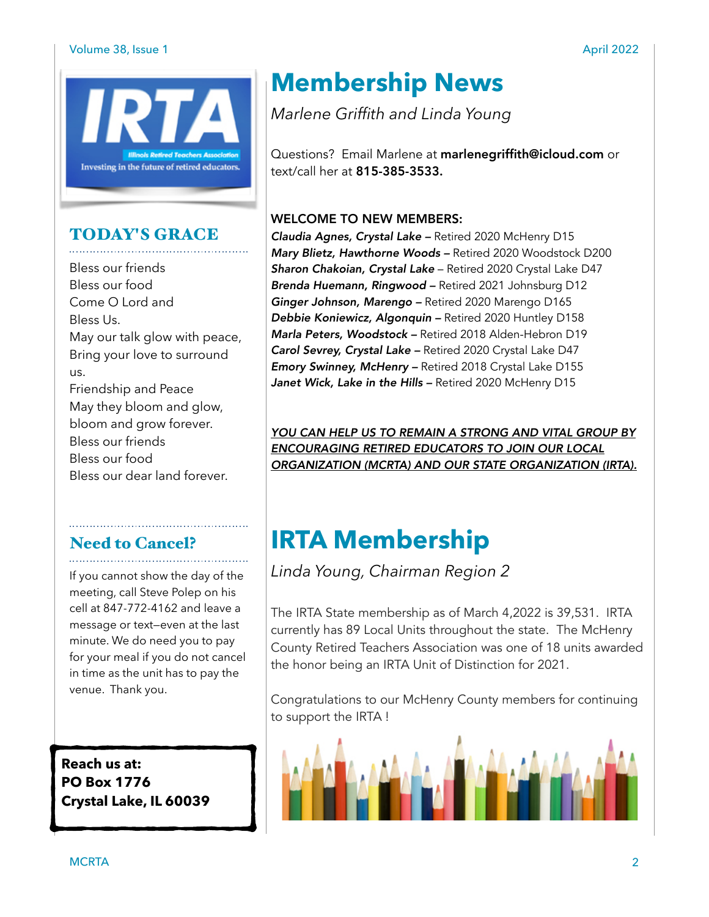# TODAY'S GRACE

Bless our friends
Bless our food
Come O Lord and
Bless Us.
May our talk glow with peace,
Bring your love to surround us.
Friendship and Peace
May they bloom and glow,
bloom and grow forever.
Bless our friends
Bless our food
Bless our dear land forever.

## Need to Cancel?

If you cannot show the day of the meeting, call Steve Polep on his cell at 847-772-4162 and leave a message or text—even at the last minute. We do need you to pay for your meal if you do not cancel in time as the unit has to pay the venue. Thank you.

**Reach us at:**
**PO Box 1776**
**Crystal Lake, IL 60039**

# Membership News

*Marlene Griffith and Linda Young*

Questions? Email Marlene at **marlenegriffith@icloud.com** or text/call her at **815-385-3533.**

**WELCOME TO NEW MEMBERS:**

***Claudia Agnes, Crystal Lake –*** Retired 2020 McHenry D15
***Mary Blietz, Hawthorne Woods –*** Retired 2020 Woodstock D200
***Sharon Chakoian, Crystal Lake*** – Retired 2020 Crystal Lake D47
***Brenda Huemann, Ringwood –*** Retired 2021 Johnsburg D12
***Ginger Johnson, Marengo –*** Retired 2020 Marengo D165
***Debbie Koniewicz, Algonquin –*** Retired 2020 Huntley D158
***Marla Peters, Woodstock –*** Retired 2018 Alden-Hebron D19
***Carol Sevrey, Crystal Lake –*** Retired 2020 Crystal Lake D47
***Emory Swinney, McHenry –*** Retired 2018 Crystal Lake D155
***Janet Wick, Lake in the Hills –*** Retired 2020 McHenry D15

*YOU CAN HELP US TO REMAIN A STRONG AND VITAL GROUP BY ENCOURAGING RETIRED EDUCATORS TO JOIN OUR LOCAL ORGANIZATION (MCRTA) AND OUR STATE ORGANIZATION (IRTA).*

# IRTA Membership

*Linda Young, Chairman Region 2*

The IRTA State membership as of March 4,2022 is 39,531. IRTA currently has 89 Local Units throughout the state. The McHenry County Retired Teachers Association was one of 18 units awarded the honor being an IRTA Unit of Distinction for 2021.

Congratulations to our McHenry County members for continuing to support the IRTA !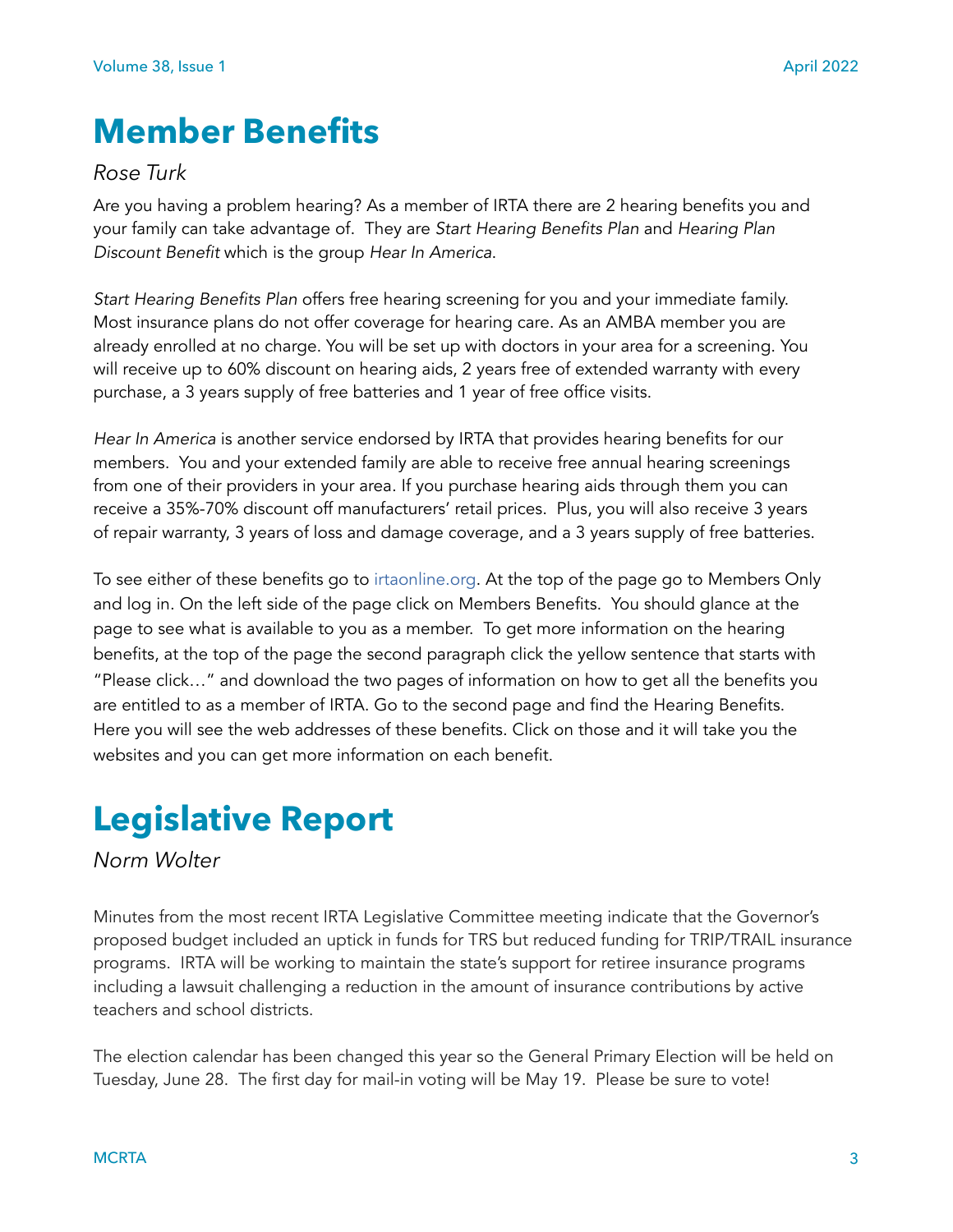# Member Benefits

*Rose Turk*

Are you having a problem hearing? As a member of IRTA there are 2 hearing benefits you and your family can take advantage of. They are *Start Hearing Benefits Plan* and *Hearing Plan Discount Benefit* which is the group *Hear In America*.

*Start Hearing Benefits Plan* offers free hearing screening for you and your immediate family. Most insurance plans do not offer coverage for hearing care. As an AMBA member you are already enrolled at no charge. You will be set up with doctors in your area for a screening. You will receive up to 60% discount on hearing aids, 2 years free of extended warranty with every purchase, a 3 years supply of free batteries and 1 year of free office visits.

*Hear In America* is another service endorsed by IRTA that provides hearing benefits for our members. You and your extended family are able to receive free annual hearing screenings from one of their providers in your area. If you purchase hearing aids through them you can receive a 35%-70% discount off manufacturers' retail prices. Plus, you will also receive 3 years of repair warranty, 3 years of loss and damage coverage, and a 3 years supply of free batteries.

To see either of these benefits go to irtaonline.org. At the top of the page go to Members Only and log in. On the left side of the page click on Members Benefits. You should glance at the page to see what is available to you as a member. To get more information on the hearing benefits, at the top of the page the second paragraph click the yellow sentence that starts with "Please click…" and download the two pages of information on how to get all the benefits you are entitled to as a member of IRTA. Go to the second page and find the Hearing Benefits. Here you will see the web addresses of these benefits. Click on those and it will take you the websites and you can get more information on each benefit.

# Legislative Report

*Norm Wolter*

Minutes from the most recent IRTA Legislative Committee meeting indicate that the Governor's proposed budget included an uptick in funds for TRS but reduced funding for TRIP/TRAIL insurance programs. IRTA will be working to maintain the state's support for retiree insurance programs including a lawsuit challenging a reduction in the amount of insurance contributions by active teachers and school districts.

The election calendar has been changed this year so the General Primary Election will be held on Tuesday, June 28. The first day for mail-in voting will be May 19. Please be sure to vote!